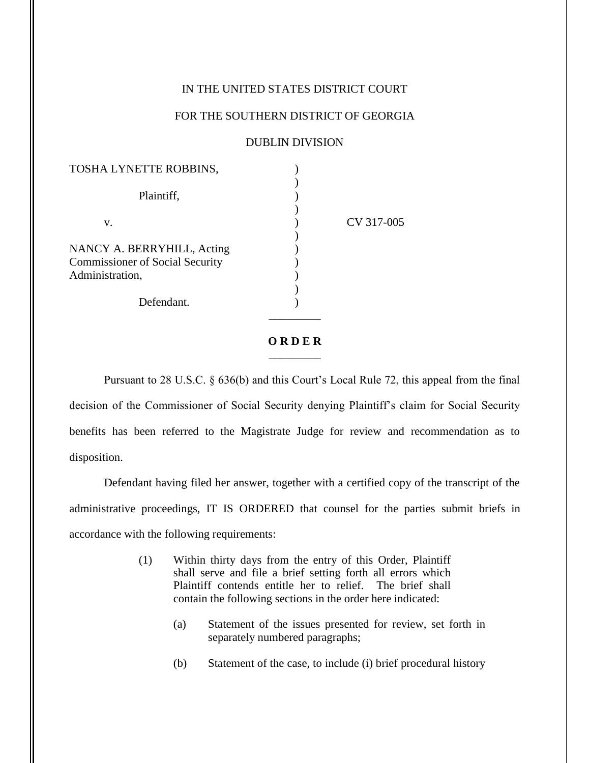IN THE UNITED STATES DISTRICT COURT

FOR THE SOUTHERN DISTRICT OF GEORGIA

DUBLIN DIVISION

TOSHA LYNETTE ROBBINS,

Plaintiff,

v. CV 317-005

NANCY A. BERRYHILL, Acting Commissioner of Social Security Administration,

Defendant.

## O R D E R

Pursuant to 28 U.S.C. § 636(b) and this Court's Local Rule 72, this appeal from the final decision of the Commissioner of Social Security denying Plaintiff's claim for Social Security benefits has been referred to the Magistrate Judge for review and recommendation as to disposition.

Defendant having filed her answer, together with a certified copy of the transcript of the administrative proceedings, IT IS ORDERED that counsel for the parties submit briefs in accordance with the following requirements:

(1) Within thirty days from the entry of this Order, Plaintiff shall serve and file a brief setting forth all errors which Plaintiff contends entitle her to relief. The brief shall contain the following sections in the order here indicated:

(a) Statement of the issues presented for review, set forth in separately numbered paragraphs;

(b) Statement of the case, to include (i) brief procedural history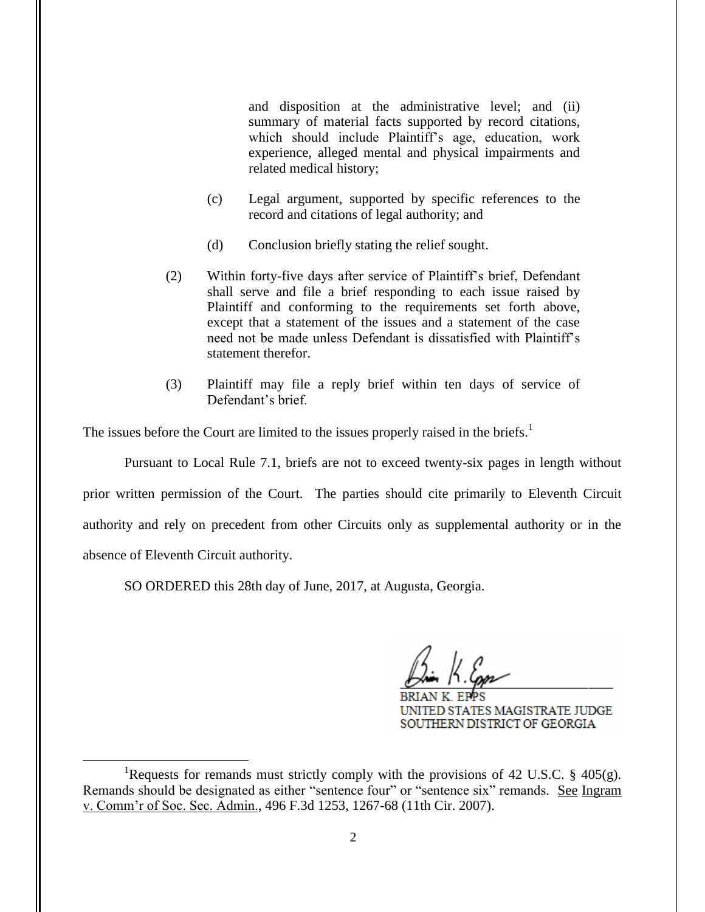and disposition at the administrative level; and (ii) summary of material facts supported by record citations, which should include Plaintiff's age, education, work experience, alleged mental and physical impairments and related medical history;

(c) Legal argument, supported by specific references to the record and citations of legal authority; and

(d) Conclusion briefly stating the relief sought.

(2) Within forty-five days after service of Plaintiff's brief, Defendant shall serve and file a brief responding to each issue raised by Plaintiff and conforming to the requirements set forth above, except that a statement of the issues and a statement of the case need not be made unless Defendant is dissatisfied with Plaintiff's statement therefor.

(3) Plaintiff may file a reply brief within ten days of service of Defendant's brief.

The issues before the Court are limited to the issues properly raised in the briefs.[1]

Pursuant to Local Rule 7.1, briefs are not to exceed twenty-six pages in length without prior written permission of the Court. The parties should cite primarily to Eleventh Circuit authority and rely on precedent from other Circuits only as supplemental authority or in the absence of Eleventh Circuit authority.

SO ORDERED this 28th day of June, 2017, at Augusta, Georgia.

BRIAN K. EPPS
UNITED STATES MAGISTRATE JUDGE
SOUTHERN DISTRICT OF GEORGIA

[1] Requests for remands must strictly comply with the provisions of 42 U.S.C. § 405(g). Remands should be designated as either "sentence four" or "sentence six" remands. See Ingram v. Comm'r of Soc. Sec. Admin., 496 F.3d 1253, 1267-68 (11th Cir. 2007).